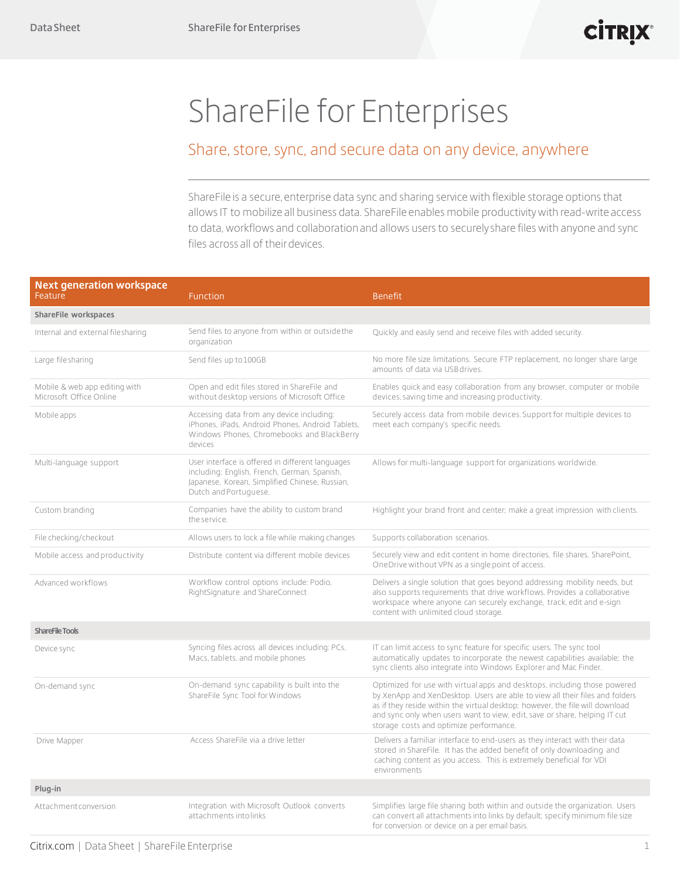# ShareFile for Enterprises

## Share, store, sync, and secure data on any device, anywhere

ShareFile is a secure, enterprise data sync and sharing service with flexible storage options that allows IT to mobilize all business data. ShareFile enables mobile productivity with read-write access to data, workflows and collaboration and allows users to securely share files with anyone and sync files across all of their devices.

| **Next generation workspace** Feature | Function | Benefit |
|---|---|---|
| **ShareFile workspaces** | | |
| Internal and external file sharing | Send files to anyone from within or outside the organization | Quickly and easily send and receive files with added security. |
| Large file sharing | Send files up to 100GB | No more file size limitations. Secure FTP replacement, no longer share large amounts of data via USB drives. |
| Mobile & web app editing with Microsoft Office Online | Open and edit files stored in ShareFile and without desktop versions of Microsoft Office | Enables quick and easy collaboration from any browser, computer or mobile devices, saving time and increasing productivity. |
| Mobile apps | Accessing data from any device including: iPhones, iPads, Android Phones, Android Tablets, Windows Phones, Chromebooks and BlackBerry devices | Securely access data from mobile devices. Support for multiple devices to meet each company's specific needs. |
| Multi-language support | User interface is offered in different languages including: English, French, German, Spanish, Japanese, Korean, Simplified Chinese, Russian, Dutch and Portuguese. | Allows for multi-language support for organizations worldwide. |
| Custom branding | Companies have the ability to custom brand the service. | Highlight your brand front and center; make a great impression with clients. |
| File checking/checkout | Allows users to lock a file while making changes | Supports collaboration scenarios. |
| Mobile access and productivity | Distribute content via different mobile devices | Securely view and edit content in home directories, file shares, SharePoint, OneDrive without VPN as a single point of access. |
| Advanced workflows | Workflow control options include: Podio, RightSignature and ShareConnect | Delivers a single solution that goes beyond addressing mobility needs, but also supports requirements that drive workflows. Provides a collaborative workspace where anyone can securely exchange, track, edit and e-sign content with unlimited cloud storage. |
| **ShareFile Tools** | | |
| Device sync | Syncing files across all devices including: PCs, Macs, tablets, and mobile phones | IT can limit access to sync feature for specific users. The sync tool automatically updates to incorporate the newest capabilities available; the sync clients also integrate into Windows Explorer and Mac Finder. |
| On-demand sync | On-demand sync capability is built into the ShareFile Sync Tool for Windows | Optimized for use with virtual apps and desktops, including those powered by XenApp and XenDesktop. Users are able to view all their files and folders as if they reside within the virtual desktop; however, the file will download and sync only when users want to view, edit, save or share, helping IT cut storage costs and optimize performance. |
| Drive Mapper | Access ShareFile via a drive letter | Delivers a familiar interface to end-users as they interact with their data stored in ShareFile. It has the added benefit of only downloading and caching content as you access. This is extremely beneficial for VDI environments |
| **Plug-in** | | |
| Attachment conversion | Integration with Microsoft Outlook converts attachments into links | Simplifies large file sharing both within and outside the organization. Users can convert all attachments into links by default; specify minimum file size for conversion or device on a per email basis. |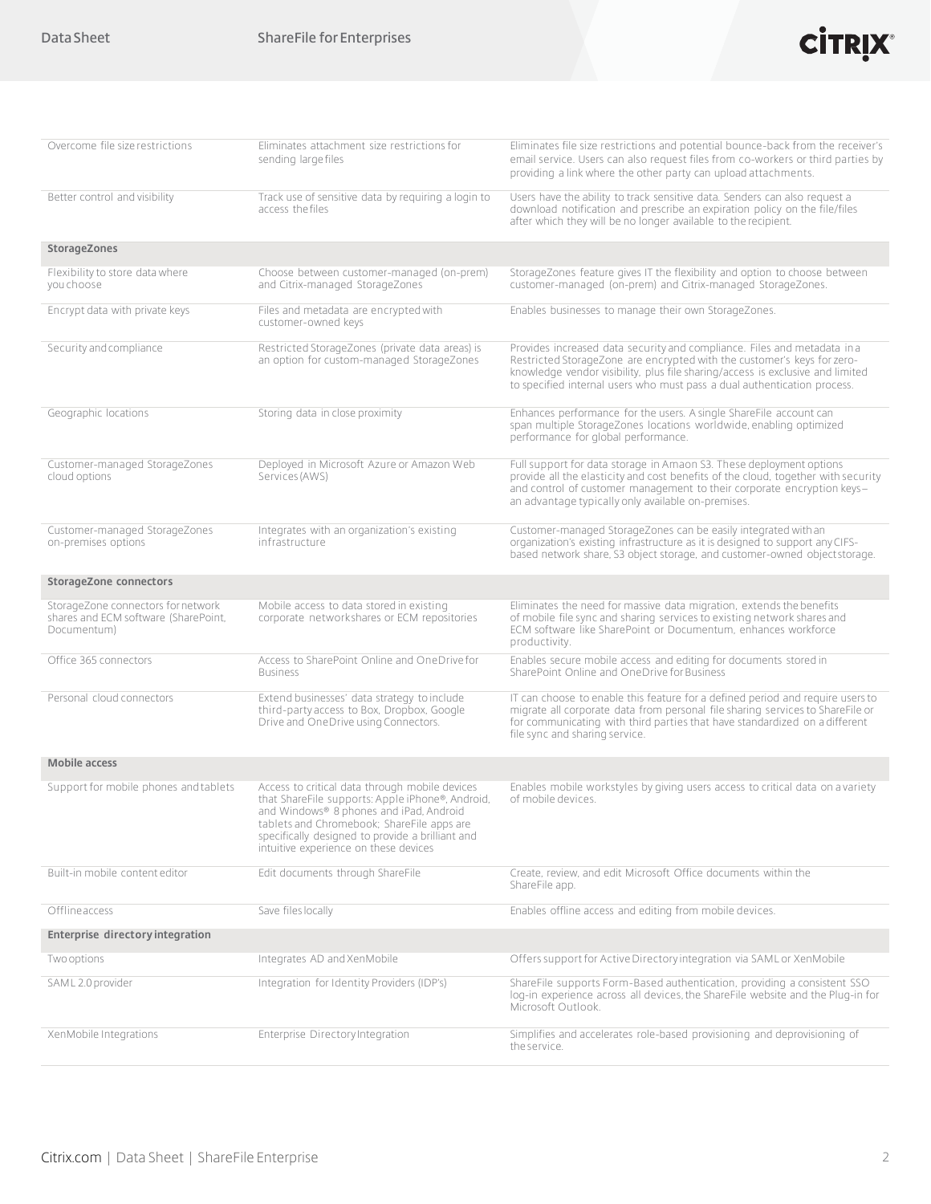| | | |
|---|---|---|
| Overcome file size restrictions | Eliminates attachment size restrictions for sending large files | Eliminates file size restrictions and potential bounce-back from the receiver's email service. Users can also request files from co-workers or third parties by providing a link where the other party can upload attachments. |
| Better control and visibility | Track use of sensitive data by requiring a login to access the files | Users have the ability to track sensitive data. Senders can also request a download notification and prescribe an expiration policy on the file/files after which they will be no longer available to the recipient. |
| **StorageZones** | | |
| Flexibility to store data where you choose | Choose between customer-managed (on-prem) and Citrix-managed StorageZones | StorageZones feature gives IT the flexibility and option to choose between customer-managed (on-prem) and Citrix-managed StorageZones. |
| Encrypt data with private keys | Files and metadata are encrypted with customer-owned keys | Enables businesses to manage their own StorageZones. |
| Security and compliance | Restricted StorageZones (private data areas) is an option for custom-managed StorageZones | Provides increased data security and compliance. Files and metadata in a Restricted StorageZone are encrypted with the customer's keys for zero-knowledge vendor visibility, plus file sharing/access is exclusive and limited to specified internal users who must pass a dual authentication process. |
| Geographic locations | Storing data in close proximity | Enhances performance for the users. A single ShareFile account can span multiple StorageZones locations worldwide, enabling optimized performance for global performance. |
| Customer-managed StorageZones cloud options | Deployed in Microsoft Azure or Amazon Web Services (AWS) | Full support for data storage in Amaon S3. These deployment options provide all the elasticity and cost benefits of the cloud, together with security and control of customer management to their corporate encryption keys – an advantage typically only available on-premises. |
| Customer-managed StorageZones on-premises options | Integrates with an organization's existing infrastructure | Customer-managed StorageZones can be easily integrated with an organization's existing infrastructure as it is designed to support any CIFS-based network share, S3 object storage, and customer-owned object storage. |
| **StorageZone connectors** | | |
| StorageZone connectors for network shares and ECM software (SharePoint, Documentum) | Mobile access to data stored in existing corporate networkshares or ECM repositories | Eliminates the need for massive data migration, extends the benefits of mobile file sync and sharing services to existing network shares and ECM software like SharePoint or Documentum, enhances workforce productivity. |
| Office 365 connectors | Access to SharePoint Online and OneDrive for Business | Enables secure mobile access and editing for documents stored in SharePoint Online and OneDrive for Business |
| Personal cloud connectors | Extend businesses' data strategy to include third-party access to Box, Dropbox, Google Drive and OneDrive using Connectors. | IT can choose to enable this feature for a defined period and require users to migrate all corporate data from personal file sharing services to ShareFile or for communicating with third parties that have standardized on a different file sync and sharing service. |
| **Mobile access** | | |
| Support for mobile phones and tablets | Access to critical data through mobile devices that ShareFile supports: Apple iPhone®, Android, and Windows® 8 phones and iPad, Android tablets and Chromebook; ShareFile apps are specifically designed to provide a brilliant and intuitive experience on these devices | Enables mobile workstyles by giving users access to critical data on a variety of mobile devices. |
| Built-in mobile content editor | Edit documents through ShareFile | Create, review, and edit Microsoft Office documents within the ShareFile app. |
| Offline access | Save files locally | Enables offline access and editing from mobile devices. |
| **Enterprise directory integration** | | |
| Two options | Integrates AD and XenMobile | Offers support for Active Directory integration via SAML or XenMobile |
| SAML 2.0 provider | Integration for Identity Providers (IDP's) | ShareFile supports Form-Based authentication, providing a consistent SSO log-in experience across all devices, the ShareFile website and the Plug-in for Microsoft Outlook. |
| XenMobile Integrations | Enterprise Directory Integration | Simplifies and accelerates role-based provisioning and deprovisioning of the service. |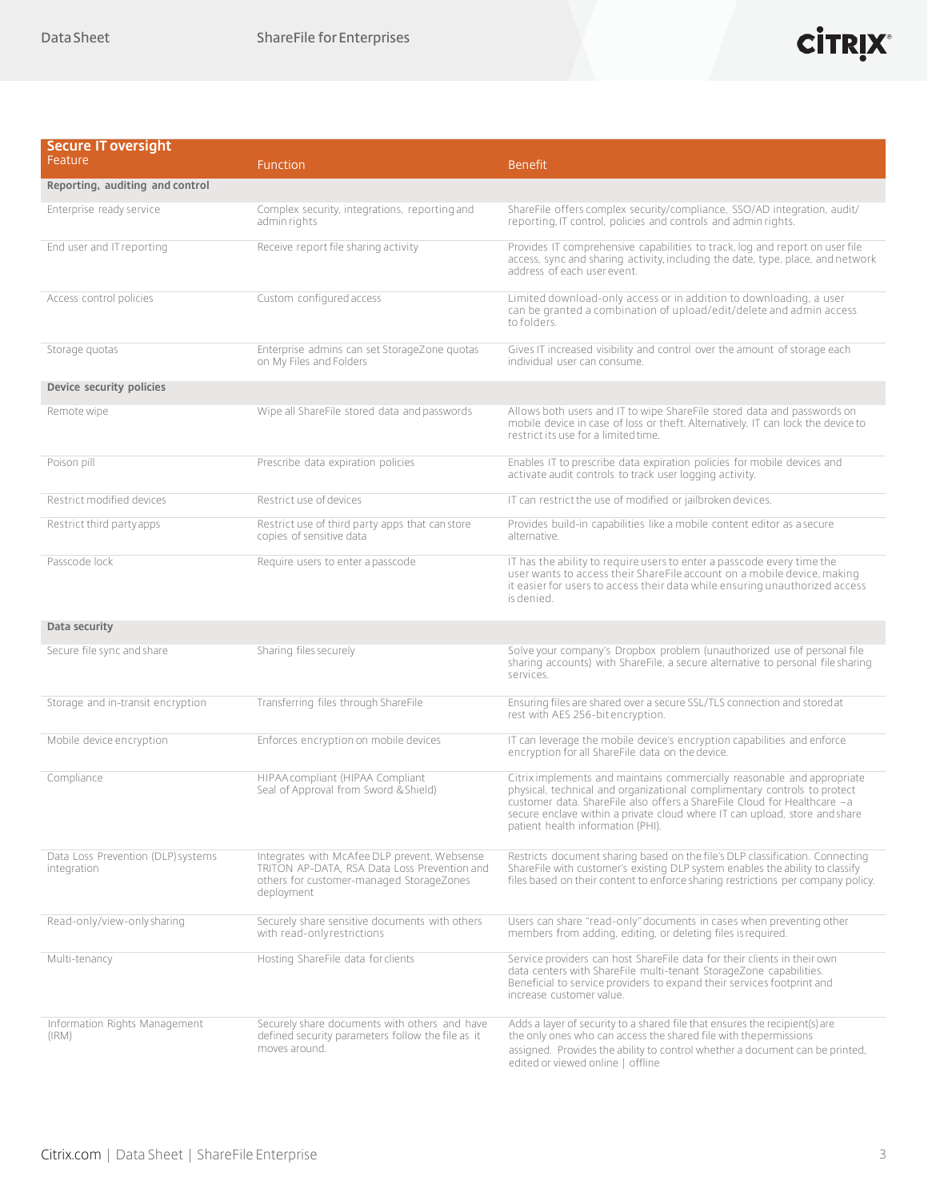| Secure IT oversight<br>Feature | Function | Benefit |
|---|---|---|
| **Reporting, auditing and control** | | |
| Enterprise ready service | Complex security, integrations, reporting and admin rights | ShareFile offers complex security/compliance, SSO/AD integration, audit/ reporting, IT control, policies and controls and admin rights. |
| End user and IT reporting | Receive report file sharing activity | Provides IT comprehensive capabilities to track, log and report on user file access, sync and sharing activity, including the date, type, place, and network address of each user event. |
| Access control policies | Custom configured access | Limited download-only access or in addition to downloading, a user can be granted a combination of upload/edit/delete and admin access to folders. |
| Storage quotas | Enterprise admins can set StorageZone quotas on My Files and Folders | Gives IT increased visibility and control over the amount of storage each individual user can consume. |
| **Device security policies** | | |
| Remote wipe | Wipe all ShareFile stored data and passwords | Allows both users and IT to wipe ShareFile stored data and passwords on mobile device in case of loss or theft. Alternatively, IT can lock the device to restrict its use for a limited time. |
| Poison pill | Prescribe data expiration policies | Enables IT to prescribe data expiration policies for mobile devices and activate audit controls to track user logging activity. |
| Restrict modified devices | Restrict use of devices | IT can restrict the use of modified or jailbroken devices. |
| Restrict third party apps | Restrict use of third party apps that can store copies of sensitive data | Provides build-in capabilities like a mobile content editor as a secure alternative. |
| Passcode lock | Require users to enter a passcode | IT has the ability to require users to enter a passcode every time the user wants to access their ShareFile account on a mobile device, making it easier for users to access their data while ensuring unauthorized access is denied. |
| **Data security** | | |
| Secure file sync and share | Sharing files securely | Solve your company's Dropbox problem (unauthorized use of personal file sharing accounts) with ShareFile, a secure alternative to personal file sharing services. |
| Storage and in-transit encryption | Transferring files through ShareFile | Ensuring files are shared over a secure SSL/TLS connection and stored at rest with AES 256-bit encryption. |
| Mobile device encryption | Enforces encryption on mobile devices | IT can leverage the mobile device's encryption capabilities and enforce encryption for all ShareFile data on the device. |
| Compliance | HIPAA compliant (HIPAA Compliant Seal of Approval from Sword & Shield) | Citrix implements and maintains commercially reasonable and appropriate physical, technical and organizational complimentary controls to protect customer data. ShareFile also offers a ShareFile Cloud for Healthcare –a secure enclave within a private cloud where IT can upload, store and share patient health information (PHI). |
| Data Loss Prevention (DLP) systems integration | Integrates with McAfee DLP prevent, Websense TRITON AP-DATA, RSA Data Loss Prevention and others for customer-managed StorageZones deployment | Restricts document sharing based on the file's DLP classification. Connecting ShareFile with customer's existing DLP system enables the ability to classify files based on their content to enforce sharing restrictions per company policy. |
| Read-only/view-only sharing | Securely share sensitive documents with others with read-only restrictions | Users can share "read-only" documents in cases when preventing other members from adding, editing, or deleting files is required. |
| Multi-tenancy | Hosting ShareFile data for clients | Service providers can host ShareFile data for their clients in their own data centers with ShareFile multi-tenant StorageZone capabilities. Beneficial to service providers to expand their services footprint and increase customer value. |
| Information Rights Management (IRM) | Securely share documents with others and have defined security parameters follow the file as it moves around. | Adds a layer of security to a shared file that ensures the recipient(s) are the only ones who can access the shared file with the permissions assigned. Provides the ability to control whether a document can be printed, edited or viewed online \| offline |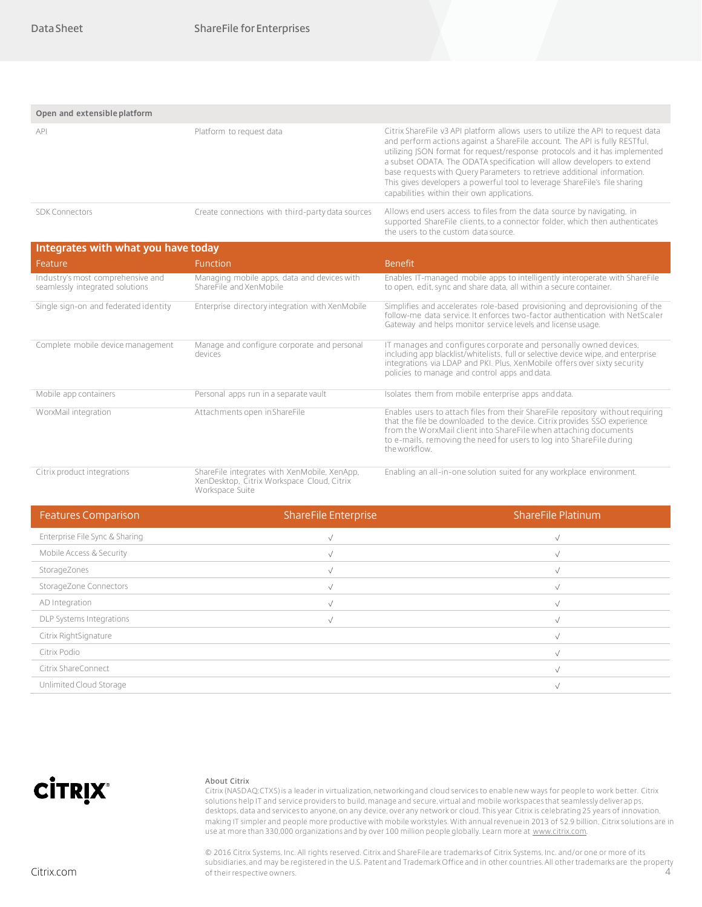| Open and extensible platform | | |
|---|---|---|
| API | Platform to request data | Citrix ShareFile v3 API platform allows users to utilize the API to request data and perform actions against a ShareFile account. The API is fully RESTful, utilizing JSON format for request/response protocols and it has implemented a subset ODATA. The ODATA specification will allow developers to extend base requests with Query Parameters to retrieve additional information. This gives developers a powerful tool to leverage ShareFile's file sharing capabilities within their own applications. |
| SDK Connectors | Create connections with third-party data sources | Allows end users access to files from the data source by navigating, in supported ShareFile clients, to a connector folder, which then authenticates the users to the custom data source. |

## Integrates with what you have today

| Feature | Function | Benefit |
|---|---|---|
| Industry's most comprehensive and seamlessly integrated solutions | Managing mobile apps, data and devices with ShareFile and XenMobile | Enables IT-managed mobile apps to intelligently interoperate with ShareFile to open, edit, sync and share data, all within a secure container. |
| Single sign-on and federated identity | Enterprise directory integration with XenMobile | Simplifies and accelerates role-based provisioning and deprovisioning of the follow-me data service. It enforces two-factor authentication with NetScaler Gateway and helps monitor service levels and license usage. |
| Complete mobile device management | Manage and configure corporate and personal devices | IT manages and configures corporate and personally owned devices, including app blacklist/whitelists, full or selective device wipe, and enterprise integrations via LDAP and PKI. Plus, XenMobile offers over sixty security policies to manage and control apps and data. |
| Mobile app containers | Personal apps run in a separate vault | Isolates them from mobile enterprise apps and data. |
| WorxMail integration | Attachments open in ShareFile | Enables users to attach files from their ShareFile repository without requiring that the file be downloaded to the device. Citrix provides SSO experience from the WorxMail client into ShareFile when attaching documents to e-mails, removing the need for users to log into ShareFile during the workflow. |
| Citrix product integrations | ShareFile integrates with XenMobile, XenApp, XenDesktop, Citrix Workspace Cloud, Citrix Workspace Suite | Enabling an all-in-one solution suited for any workplace environment. |

| Features Comparison | ShareFile Enterprise | ShareFile Platinum |
|---|---|---|
| Enterprise File Sync & Sharing | √ | √ |
| Mobile Access & Security | √ | √ |
| StorageZones | √ | √ |
| StorageZone Connectors | √ | √ |
| AD Integration | √ | √ |
| DLP Systems Integrations | √ | √ |
| Citrix RightSignature | | √ |
| Citrix Podio | | √ |
| Citrix ShareConnect | | √ |
| Unlimited Cloud Storage | | √ |

**About Citrix**

Citrix (NASDAQ:CTXS) is a leader in virtualization, networking and cloud services to enable new ways for people to work better. Citrix solutions help IT and service providers to build, manage and secure, virtual and mobile workspaces that seamlessly deliver apps, desktops, data and services to anyone, on any device, over any network or cloud. This year Citrix is celebrating 25 years of innovation, making IT simpler and people more productive with mobile workstyles. With annual revenue in 2013 of $2.9 billion, Citrix solutions are in use at more than 330,000 organizations and by over 100 million people globally. Learn more at www.citrix.com.

© 2016 Citrix Systems, Inc. All rights reserved. Citrix and ShareFile are trademarks of Citrix Systems, Inc. and/or one or more of its subsidiaries, and may be registered in the U.S. Patent and Trademark Office and in other countries. All other trademarks are the property of their respective owners.

Citrix.com